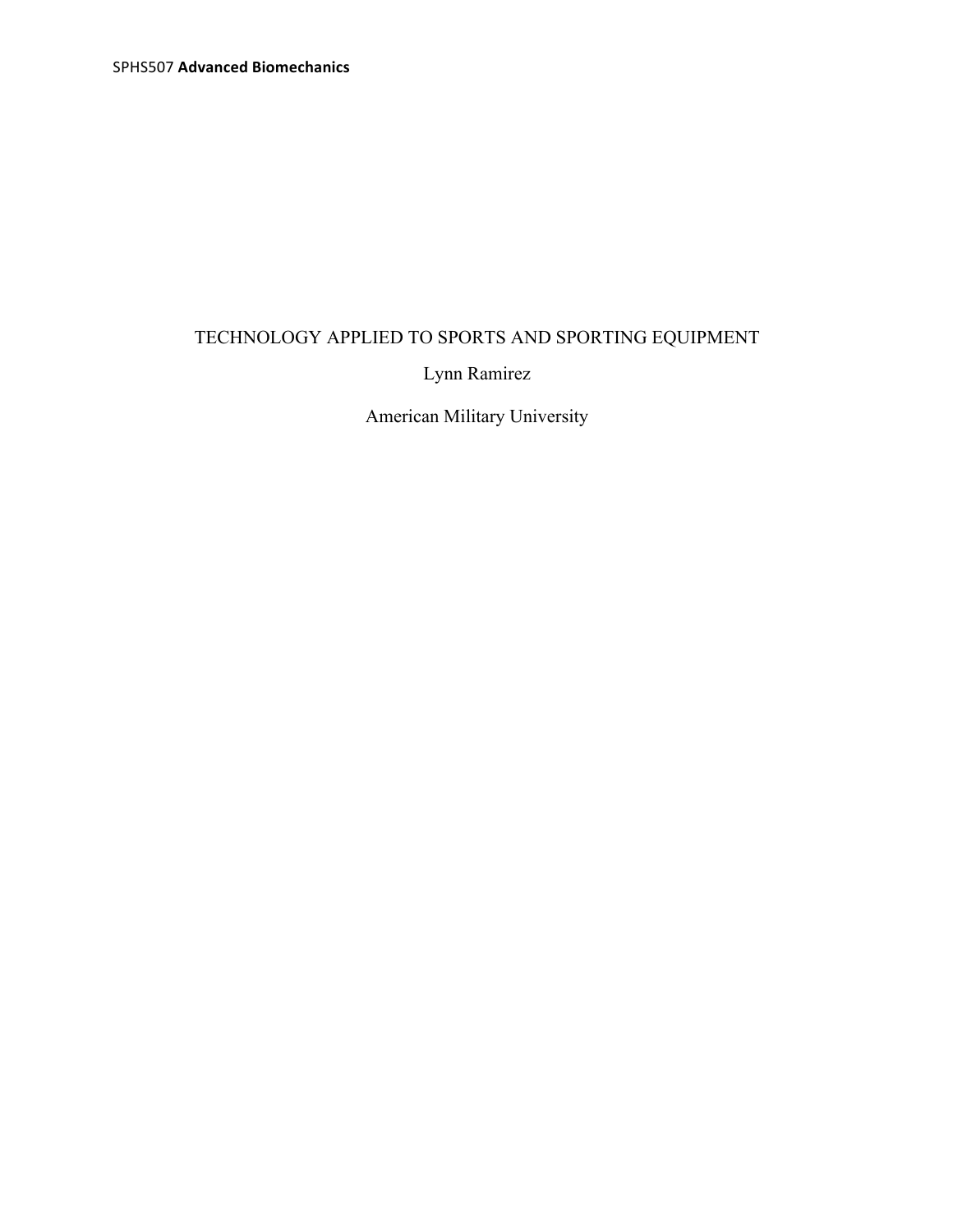SPHS507 **Advanced Biomechanics**

# TECHNOLOGY APPLIED TO SPORTS AND SPORTING EQUIPMENT

Lynn Ramirez

American Military University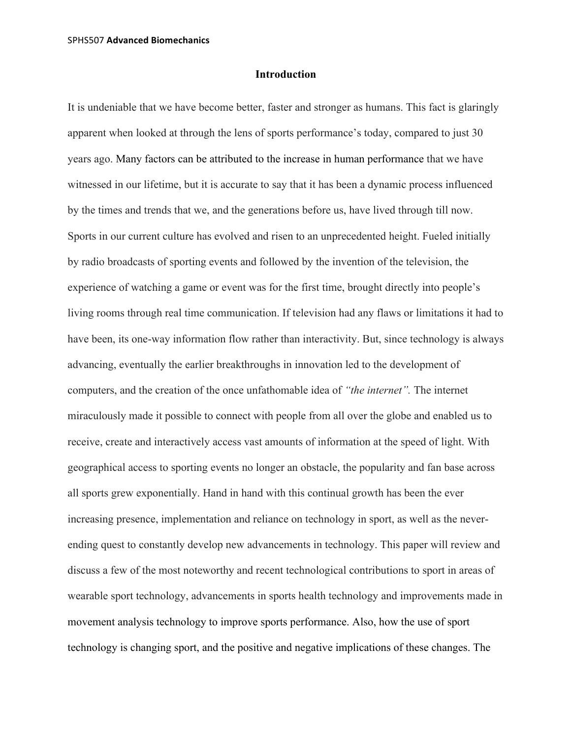# Introduction

It is undeniable that we have become better, faster and stronger as humans. This fact is glaringly apparent when looked at through the lens of sports performance's today, compared to just 30 years ago. Many factors can be attributed to the increase in human performance that we have witnessed in our lifetime, but it is accurate to say that it has been a dynamic process influenced by the times and trends that we, and the generations before us, have lived through till now. Sports in our current culture has evolved and risen to an unprecedented height. Fueled initially by radio broadcasts of sporting events and followed by the invention of the television, the experience of watching a game or event was for the first time, brought directly into people's living rooms through real time communication. If television had any flaws or limitations it had to have been, its one-way information flow rather than interactivity. But, since technology is always advancing, eventually the earlier breakthroughs in innovation led to the development of computers, and the creation of the once unfathomable idea of *"the internet".* The internet miraculously made it possible to connect with people from all over the globe and enabled us to receive, create and interactively access vast amounts of information at the speed of light. With geographical access to sporting events no longer an obstacle, the popularity and fan base across all sports grew exponentially. Hand in hand with this continual growth has been the ever increasing presence, implementation and reliance on technology in sport, as well as the never-ending quest to constantly develop new advancements in technology. This paper will review and discuss a few of the most noteworthy and recent technological contributions to sport in areas of wearable sport technology, advancements in sports health technology and improvements made in movement analysis technology to improve sports performance. Also, how the use of sport technology is changing sport, and the positive and negative implications of these changes. The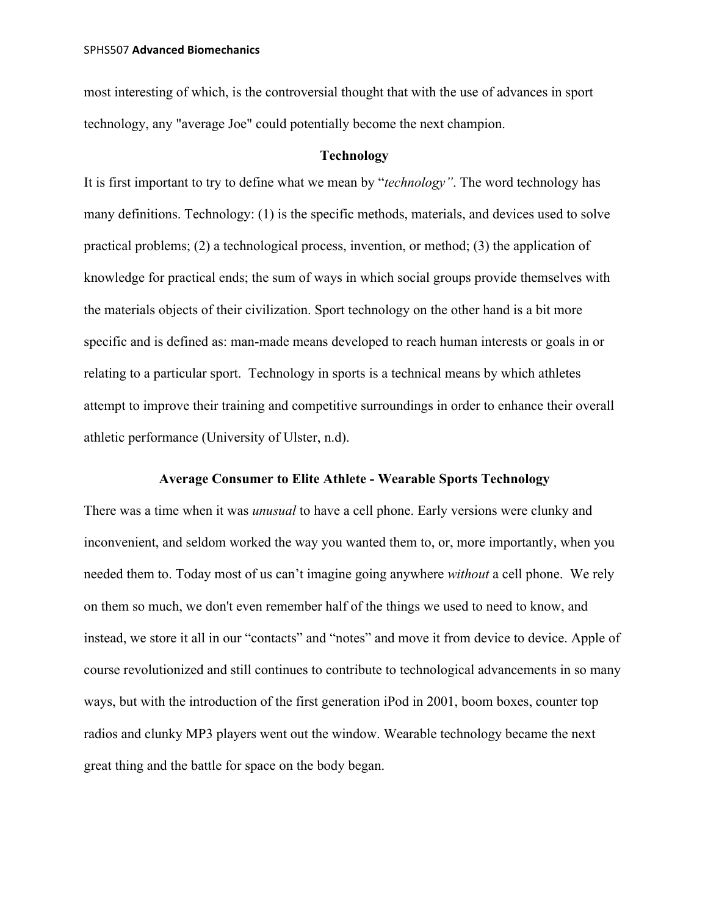most interesting of which, is the controversial thought that with the use of advances in sport technology, any "average Joe" could potentially become the next champion.

## Technology

It is first important to try to define what we mean by "*technology"*. The word technology has many definitions. Technology: (1) is the specific methods, materials, and devices used to solve practical problems; (2) a technological process, invention, or method; (3) the application of knowledge for practical ends; the sum of ways in which social groups provide themselves with the materials objects of their civilization. Sport technology on the other hand is a bit more specific and is defined as: man-made means developed to reach human interests or goals in or relating to a particular sport. Technology in sports is a technical means by which athletes attempt to improve their training and competitive surroundings in order to enhance their overall athletic performance (University of Ulster, n.d).

## Average Consumer to Elite Athlete - Wearable Sports Technology

There was a time when it was *unusual* to have a cell phone. Early versions were clunky and inconvenient, and seldom worked the way you wanted them to, or, more importantly, when you needed them to. Today most of us can't imagine going anywhere *without* a cell phone. We rely on them so much, we don't even remember half of the things we used to need to know, and instead, we store it all in our "contacts" and "notes" and move it from device to device. Apple of course revolutionized and still continues to contribute to technological advancements in so many ways, but with the introduction of the first generation iPod in 2001, boom boxes, counter top radios and clunky MP3 players went out the window. Wearable technology became the next great thing and the battle for space on the body began.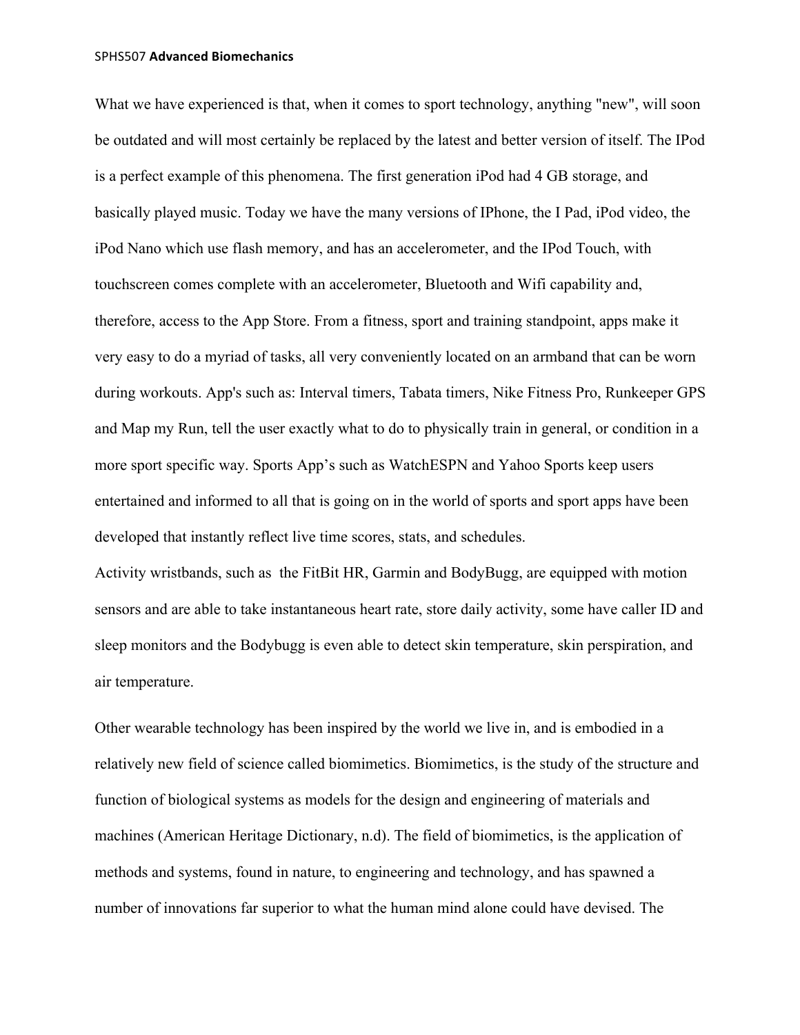What we have experienced is that, when it comes to sport technology, anything "new", will soon be outdated and will most certainly be replaced by the latest and better version of itself. The IPod is a perfect example of this phenomena. The first generation iPod had 4 GB storage, and basically played music. Today we have the many versions of IPhone, the I Pad, iPod video, the iPod Nano which use flash memory, and has an accelerometer, and the IPod Touch, with touchscreen comes complete with an accelerometer, Bluetooth and Wifi capability and, therefore, access to the App Store. From a fitness, sport and training standpoint, apps make it very easy to do a myriad of tasks, all very conveniently located on an armband that can be worn during workouts. App's such as: Interval timers, Tabata timers, Nike Fitness Pro, Runkeeper GPS and Map my Run, tell the user exactly what to do to physically train in general, or condition in a more sport specific way. Sports App's such as WatchESPN and Yahoo Sports keep users entertained and informed to all that is going on in the world of sports and sport apps have been developed that instantly reflect live time scores, stats, and schedules.

Activity wristbands, such as the FitBit HR, Garmin and BodyBugg, are equipped with motion sensors and are able to take instantaneous heart rate, store daily activity, some have caller ID and sleep monitors and the Bodybugg is even able to detect skin temperature, skin perspiration, and air temperature.

Other wearable technology has been inspired by the world we live in, and is embodied in a relatively new field of science called biomimetics. Biomimetics, is the study of the structure and function of biological systems as models for the design and engineering of materials and machines (American Heritage Dictionary, n.d). The field of biomimetics, is the application of methods and systems, found in nature, to engineering and technology, and has spawned a number of innovations far superior to what the human mind alone could have devised. The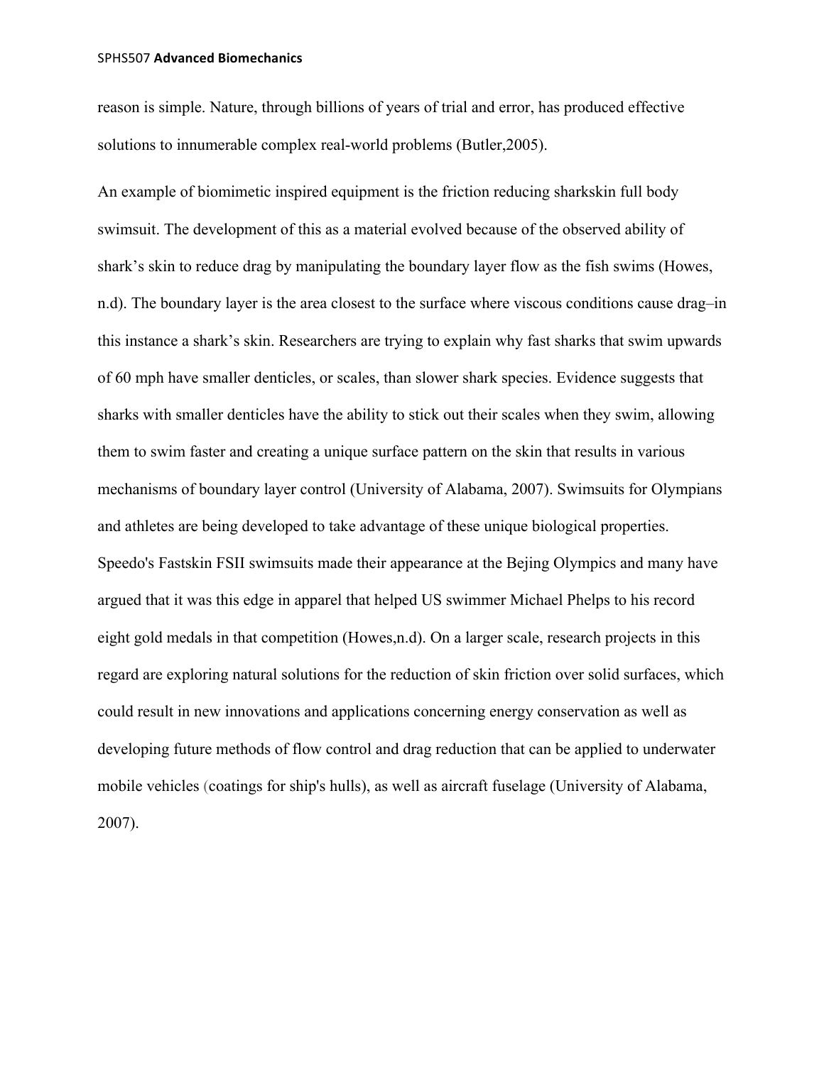reason is simple. Nature, through billions of years of trial and error, has produced effective solutions to innumerable complex real-world problems (Butler,2005).

An example of biomimetic inspired equipment is the friction reducing sharkskin full body swimsuit. The development of this as a material evolved because of the observed ability of shark's skin to reduce drag by manipulating the boundary layer flow as the fish swims (Howes, n.d). The boundary layer is the area closest to the surface where viscous conditions cause drag–in this instance a shark's skin. Researchers are trying to explain why fast sharks that swim upwards of 60 mph have smaller denticles, or scales, than slower shark species. Evidence suggests that sharks with smaller denticles have the ability to stick out their scales when they swim, allowing them to swim faster and creating a unique surface pattern on the skin that results in various mechanisms of boundary layer control (University of Alabama, 2007). Swimsuits for Olympians and athletes are being developed to take advantage of these unique biological properties. Speedo's Fastskin FSII swimsuits made their appearance at the Bejing Olympics and many have argued that it was this edge in apparel that helped US swimmer Michael Phelps to his record eight gold medals in that competition (Howes,n.d). On a larger scale, research projects in this regard are exploring natural solutions for the reduction of skin friction over solid surfaces, which could result in new innovations and applications concerning energy conservation as well as developing future methods of flow control and drag reduction that can be applied to underwater mobile vehicles (coatings for ship's hulls), as well as aircraft fuselage (University of Alabama, 2007).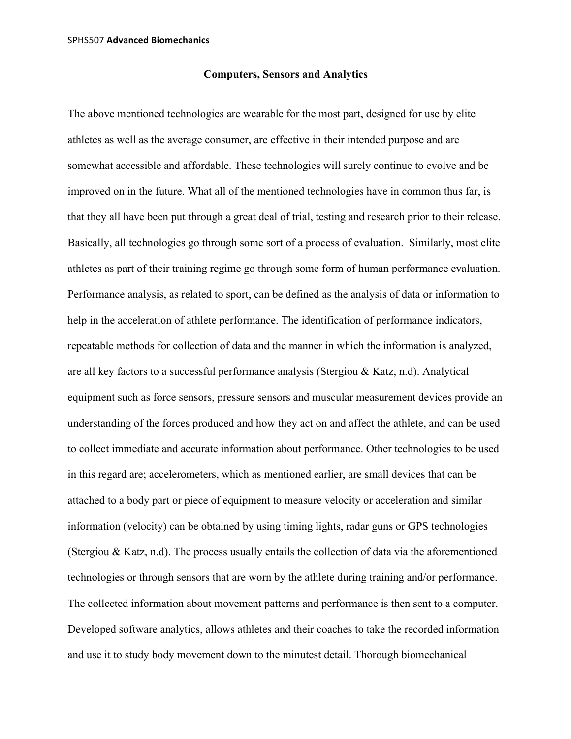### Computers, Sensors and Analytics

The above mentioned technologies are wearable for the most part, designed for use by elite athletes as well as the average consumer, are effective in their intended purpose and are somewhat accessible and affordable. These technologies will surely continue to evolve and be improved on in the future. What all of the mentioned technologies have in common thus far, is that they all have been put through a great deal of trial, testing and research prior to their release. Basically, all technologies go through some sort of a process of evaluation. Similarly, most elite athletes as part of their training regime go through some form of human performance evaluation. Performance analysis, as related to sport, can be defined as the analysis of data or information to help in the acceleration of athlete performance. The identification of performance indicators, repeatable methods for collection of data and the manner in which the information is analyzed, are all key factors to a successful performance analysis (Stergiou & Katz, n.d). Analytical equipment such as force sensors, pressure sensors and muscular measurement devices provide an understanding of the forces produced and how they act on and affect the athlete, and can be used to collect immediate and accurate information about performance. Other technologies to be used in this regard are; accelerometers, which as mentioned earlier, are small devices that can be attached to a body part or piece of equipment to measure velocity or acceleration and similar information (velocity) can be obtained by using timing lights, radar guns or GPS technologies (Stergiou & Katz, n.d). The process usually entails the collection of data via the aforementioned technologies or through sensors that are worn by the athlete during training and/or performance. The collected information about movement patterns and performance is then sent to a computer. Developed software analytics, allows athletes and their coaches to take the recorded information and use it to study body movement down to the minutest detail. Thorough biomechanical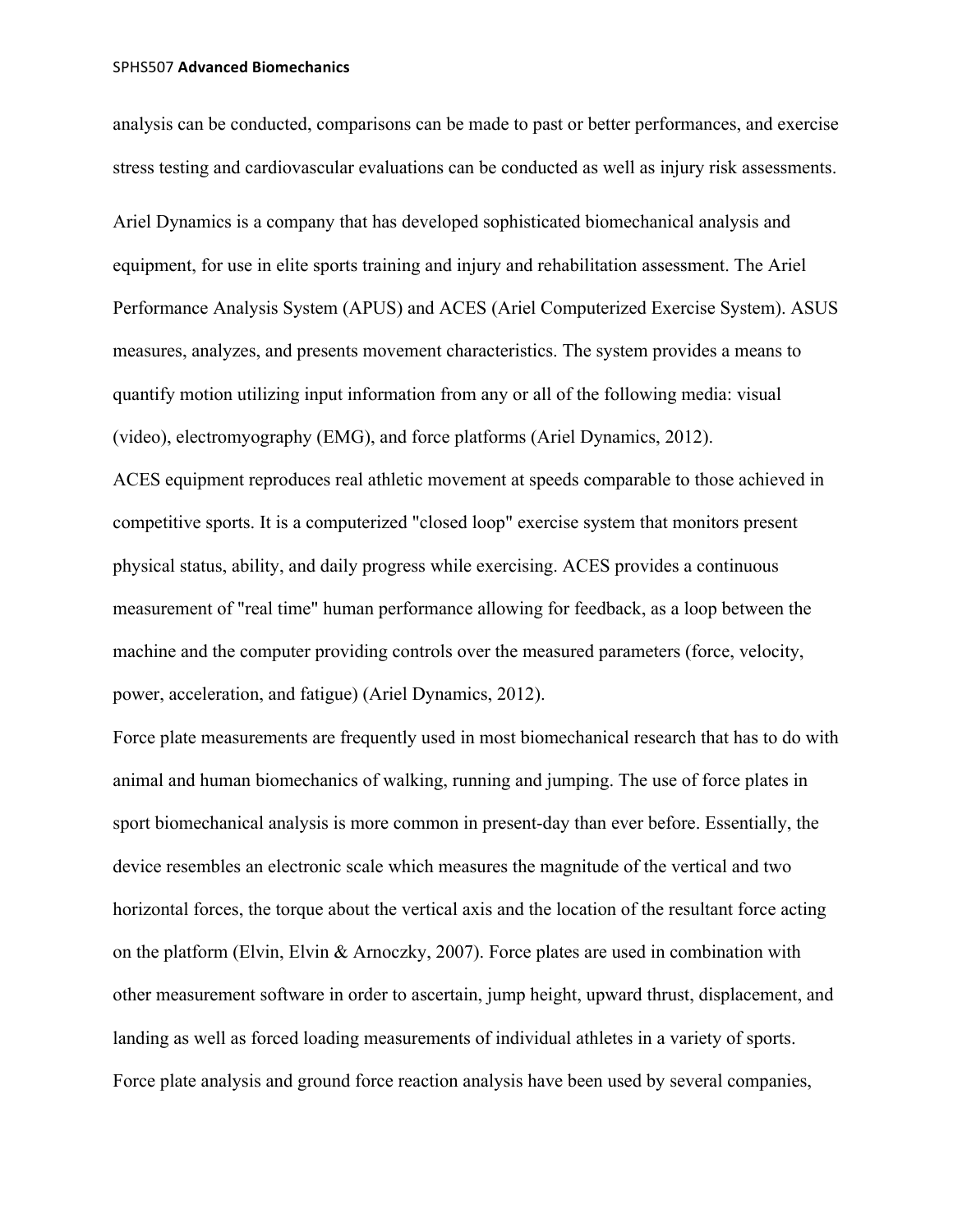analysis can be conducted, comparisons can be made to past or better performances, and exercise stress testing and cardiovascular evaluations can be conducted as well as injury risk assessments.

Ariel Dynamics is a company that has developed sophisticated biomechanical analysis and equipment, for use in elite sports training and injury and rehabilitation assessment. The Ariel Performance Analysis System (APUS) and ACES (Ariel Computerized Exercise System). ASUS measures, analyzes, and presents movement characteristics. The system provides a means to quantify motion utilizing input information from any or all of the following media: visual (video), electromyography (EMG), and force platforms (Ariel Dynamics, 2012).

ACES equipment reproduces real athletic movement at speeds comparable to those achieved in competitive sports. It is a computerized "closed loop" exercise system that monitors present physical status, ability, and daily progress while exercising. ACES provides a continuous measurement of "real time" human performance allowing for feedback, as a loop between the machine and the computer providing controls over the measured parameters (force, velocity, power, acceleration, and fatigue) (Ariel Dynamics, 2012).

Force plate measurements are frequently used in most biomechanical research that has to do with animal and human biomechanics of walking, running and jumping. The use of force plates in sport biomechanical analysis is more common in present-day than ever before. Essentially, the device resembles an electronic scale which measures the magnitude of the vertical and two horizontal forces, the torque about the vertical axis and the location of the resultant force acting on the platform (Elvin, Elvin & Arnoczky, 2007). Force plates are used in combination with other measurement software in order to ascertain, jump height, upward thrust, displacement, and landing as well as forced loading measurements of individual athletes in a variety of sports. Force plate analysis and ground force reaction analysis have been used by several companies,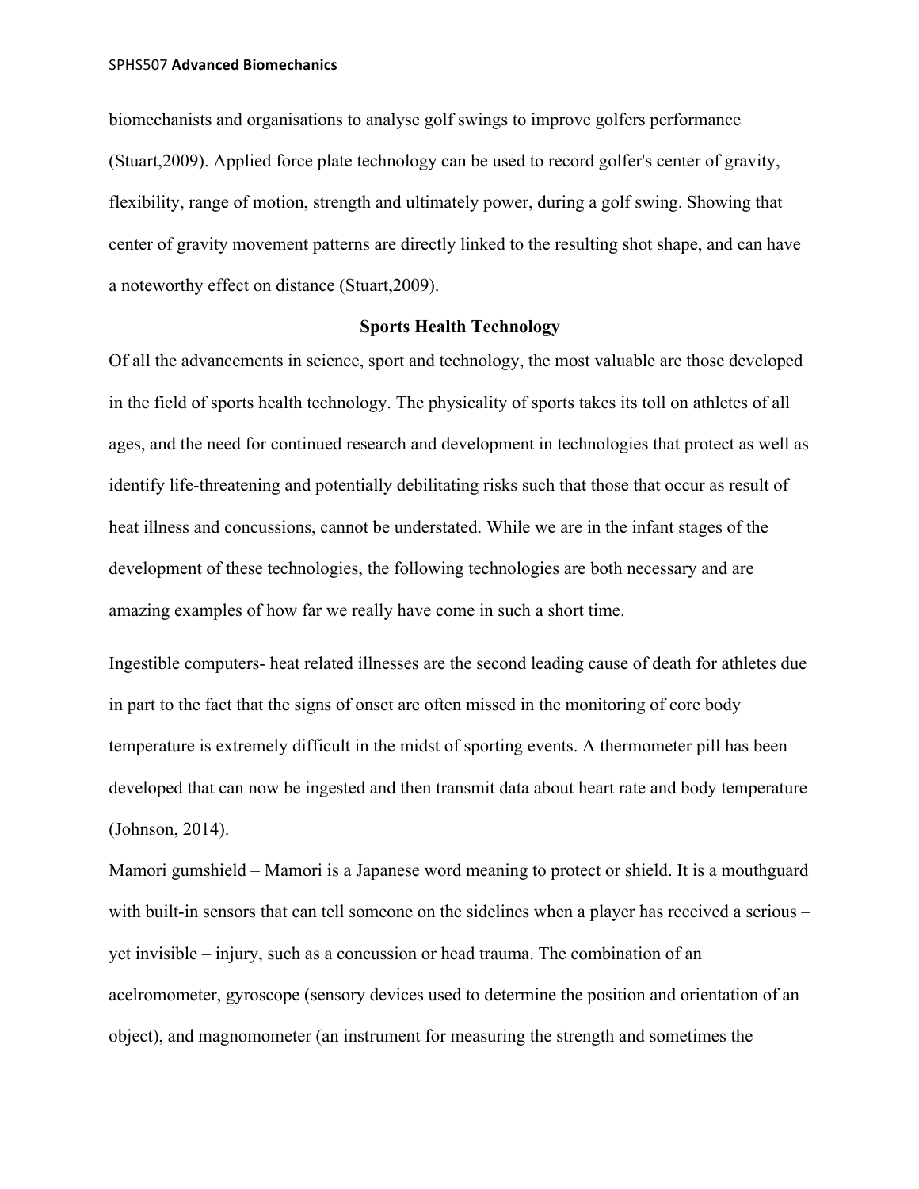biomechanists and organisations to analyse golf swings to improve golfers performance (Stuart,2009). Applied force plate technology can be used to record golfer's center of gravity, flexibility, range of motion, strength and ultimately power, during a golf swing. Showing that center of gravity movement patterns are directly linked to the resulting shot shape, and can have a noteworthy effect on distance (Stuart,2009).

## Sports Health Technology

Of all the advancements in science, sport and technology, the most valuable are those developed in the field of sports health technology. The physicality of sports takes its toll on athletes of all ages, and the need for continued research and development in technologies that protect as well as identify life-threatening and potentially debilitating risks such that those that occur as result of heat illness and concussions, cannot be understated. While we are in the infant stages of the development of these technologies, the following technologies are both necessary and are amazing examples of how far we really have come in such a short time.

Ingestible computers- heat related illnesses are the second leading cause of death for athletes due in part to the fact that the signs of onset are often missed in the monitoring of core body temperature is extremely difficult in the midst of sporting events. A thermometer pill has been developed that can now be ingested and then transmit data about heart rate and body temperature (Johnson, 2014).

Mamori gumshield – Mamori is a Japanese word meaning to protect or shield. It is a mouthguard with built-in sensors that can tell someone on the sidelines when a player has received a serious – yet invisible – injury, such as a concussion or head trauma. The combination of an acelromometer, gyroscope (sensory devices used to determine the position and orientation of an object), and magnomometer (an instrument for measuring the strength and sometimes the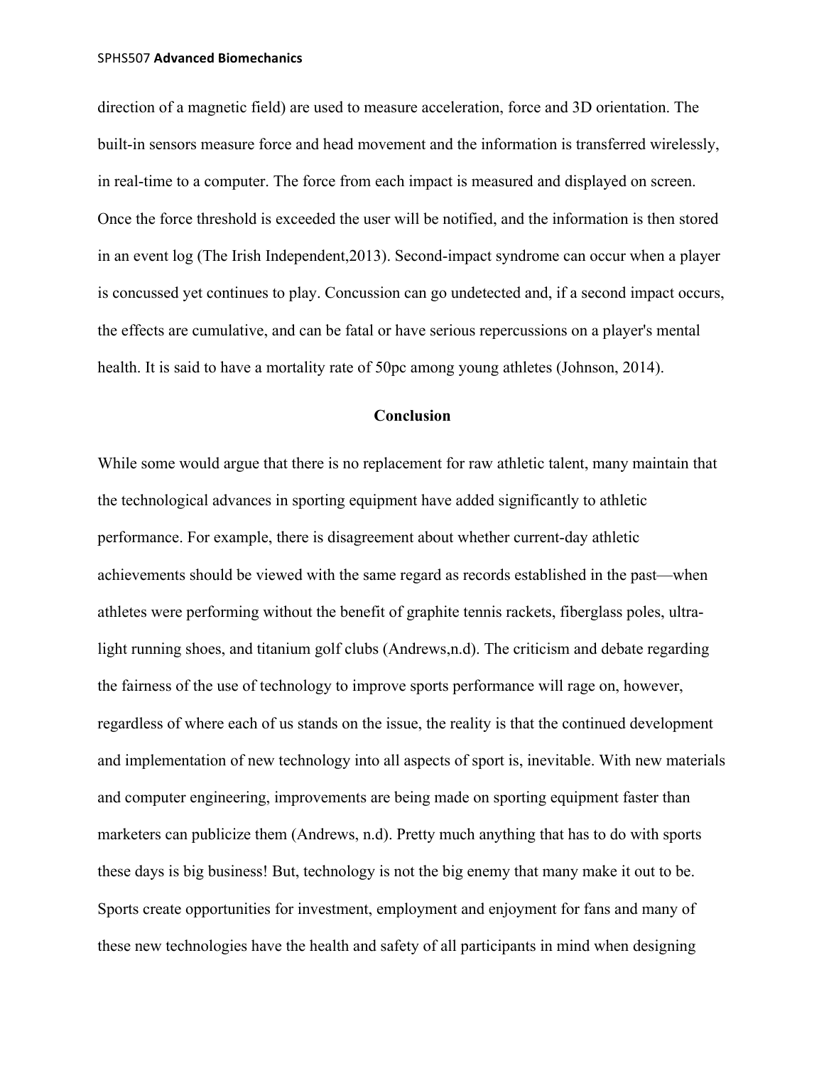direction of a magnetic field) are used to measure acceleration, force and 3D orientation. The built-in sensors measure force and head movement and the information is transferred wirelessly, in real-time to a computer. The force from each impact is measured and displayed on screen. Once the force threshold is exceeded the user will be notified, and the information is then stored in an event log (The Irish Independent,2013). Second-impact syndrome can occur when a player is concussed yet continues to play. Concussion can go undetected and, if a second impact occurs, the effects are cumulative, and can be fatal or have serious repercussions on a player's mental health. It is said to have a mortality rate of 50pc among young athletes (Johnson, 2014).

## Conclusion

While some would argue that there is no replacement for raw athletic talent, many maintain that the technological advances in sporting equipment have added significantly to athletic performance. For example, there is disagreement about whether current-day athletic achievements should be viewed with the same regard as records established in the past—when athletes were performing without the benefit of graphite tennis rackets, fiberglass poles, ultra-light running shoes, and titanium golf clubs (Andrews,n.d). The criticism and debate regarding the fairness of the use of technology to improve sports performance will rage on, however, regardless of where each of us stands on the issue, the reality is that the continued development and implementation of new technology into all aspects of sport is, inevitable. With new materials and computer engineering, improvements are being made on sporting equipment faster than marketers can publicize them (Andrews, n.d). Pretty much anything that has to do with sports these days is big business! But, technology is not the big enemy that many make it out to be. Sports create opportunities for investment, employment and enjoyment for fans and many of these new technologies have the health and safety of all participants in mind when designing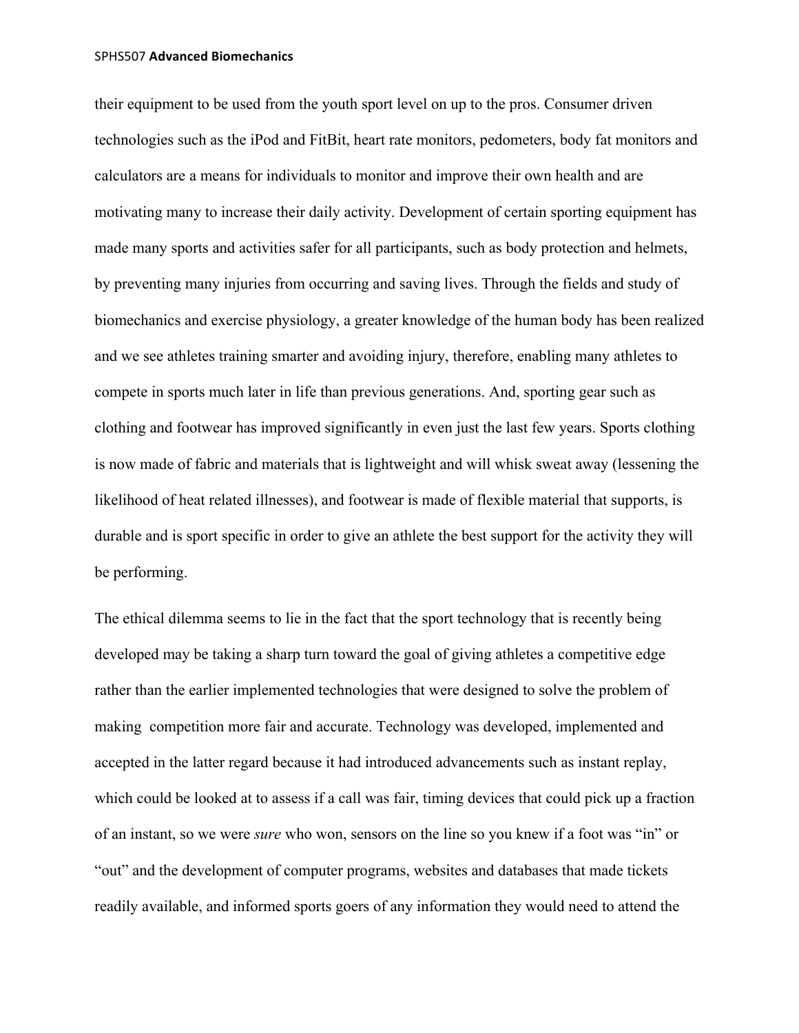their equipment to be used from the youth sport level on up to the pros. Consumer driven technologies such as the iPod and FitBit, heart rate monitors, pedometers, body fat monitors and calculators are a means for individuals to monitor and improve their own health and are motivating many to increase their daily activity. Development of certain sporting equipment has made many sports and activities safer for all participants, such as body protection and helmets, by preventing many injuries from occurring and saving lives. Through the fields and study of biomechanics and exercise physiology, a greater knowledge of the human body has been realized and we see athletes training smarter and avoiding injury, therefore, enabling many athletes to compete in sports much later in life than previous generations. And, sporting gear such as clothing and footwear has improved significantly in even just the last few years. Sports clothing is now made of fabric and materials that is lightweight and will whisk sweat away (lessening the likelihood of heat related illnesses), and footwear is made of flexible material that supports, is durable and is sport specific in order to give an athlete the best support for the activity they will be performing.

The ethical dilemma seems to lie in the fact that the sport technology that is recently being developed may be taking a sharp turn toward the goal of giving athletes a competitive edge rather than the earlier implemented technologies that were designed to solve the problem of making competition more fair and accurate. Technology was developed, implemented and accepted in the latter regard because it had introduced advancements such as instant replay, which could be looked at to assess if a call was fair, timing devices that could pick up a fraction of an instant, so we were *sure* who won, sensors on the line so you knew if a foot was "in" or "out" and the development of computer programs, websites and databases that made tickets readily available, and informed sports goers of any information they would need to attend the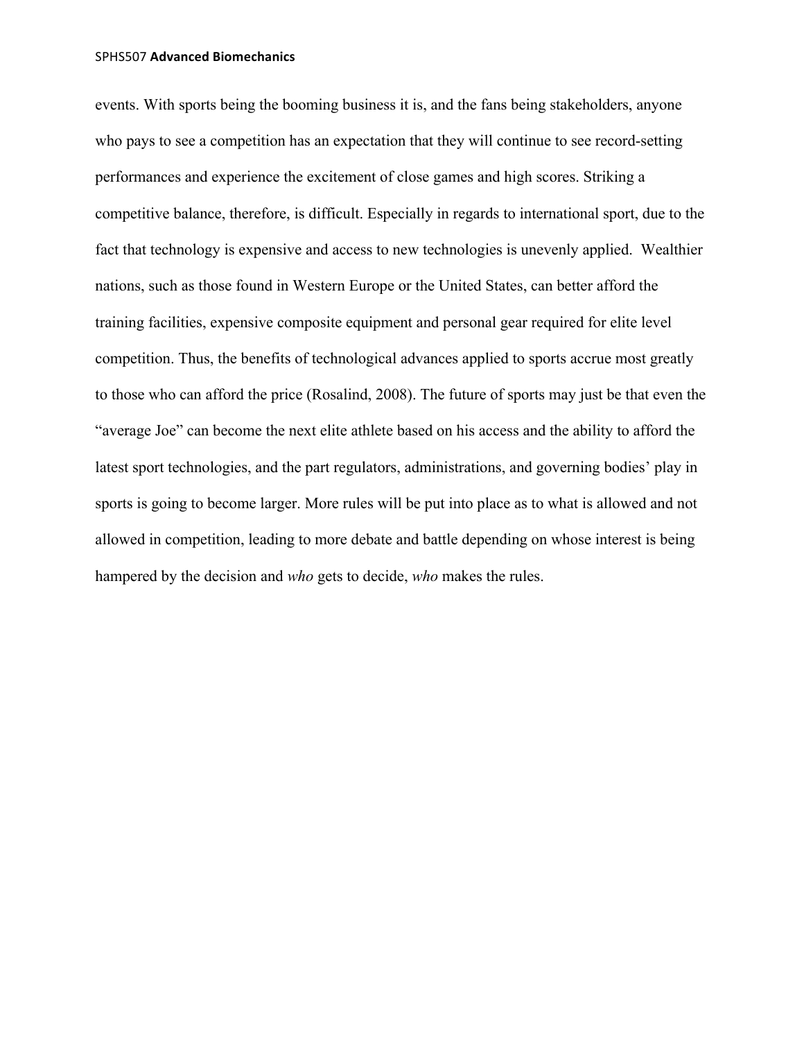events. With sports being the booming business it is, and the fans being stakeholders, anyone who pays to see a competition has an expectation that they will continue to see record-setting performances and experience the excitement of close games and high scores. Striking a competitive balance, therefore, is difficult. Especially in regards to international sport, due to the fact that technology is expensive and access to new technologies is unevenly applied.  Wealthier nations, such as those found in Western Europe or the United States, can better afford the training facilities, expensive composite equipment and personal gear required for elite level competition. Thus, the benefits of technological advances applied to sports accrue most greatly to those who can afford the price (Rosalind, 2008). The future of sports may just be that even the "average Joe" can become the next elite athlete based on his access and the ability to afford the latest sport technologies, and the part regulators, administrations, and governing bodies' play in sports is going to become larger. More rules will be put into place as to what is allowed and not allowed in competition, leading to more debate and battle depending on whose interest is being hampered by the decision and *who* gets to decide, *who* makes the rules.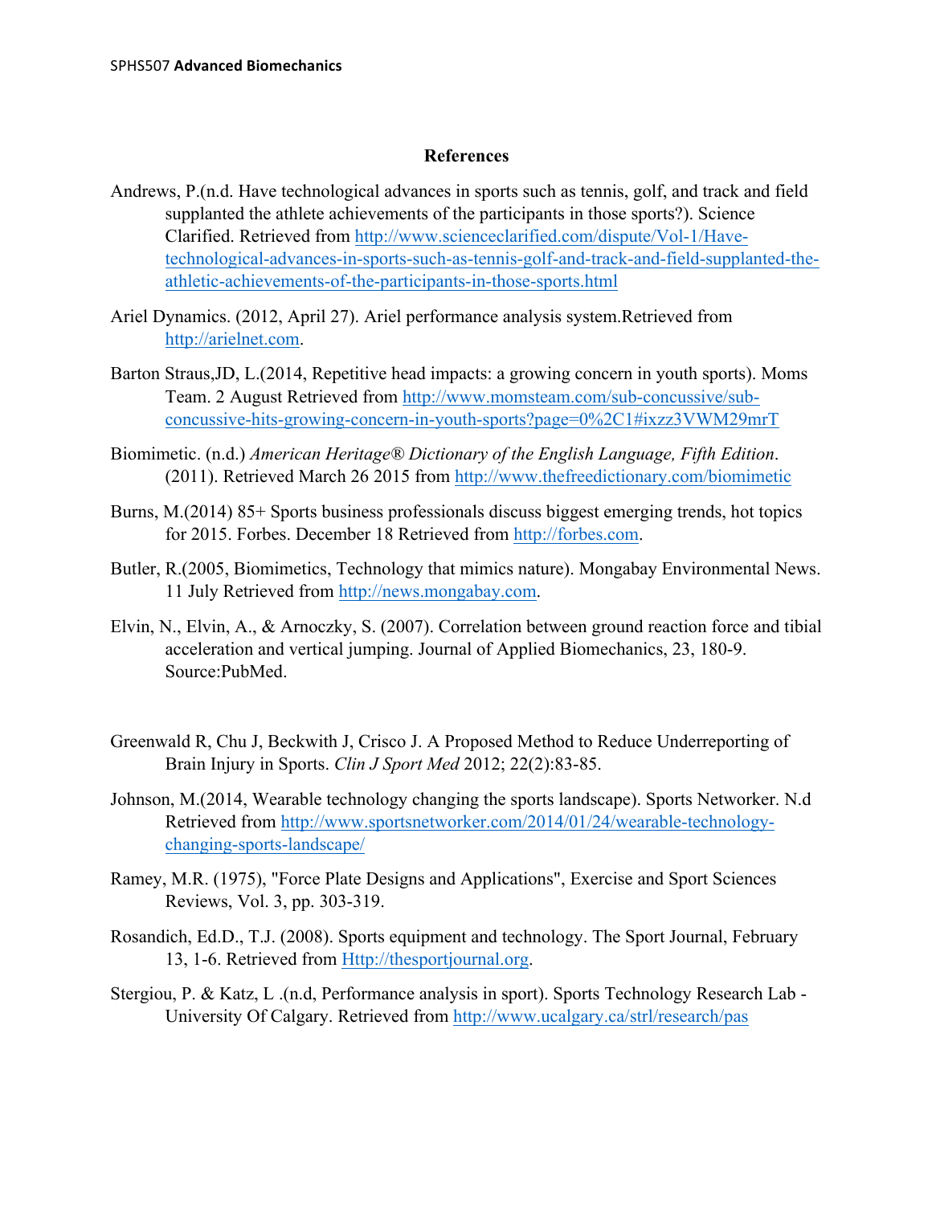## References

Andrews, P.(n.d. Have technological advances in sports such as tennis, golf, and track and field supplanted the athlete achievements of the participants in those sports?). Science Clarified. Retrieved from http://www.scienceclarified.com/dispute/Vol-1/Have-technological-advances-in-sports-such-as-tennis-golf-and-track-and-field-supplanted-the-athletic-achievements-of-the-participants-in-those-sports.html

Ariel Dynamics. (2012, April 27). Ariel performance analysis system.Retrieved from http://arielnet.com.

Barton Straus,JD, L.(2014, Repetitive head impacts: a growing concern in youth sports). Moms Team. 2 August Retrieved from http://www.momsteam.com/sub-concussive/sub-concussive-hits-growing-concern-in-youth-sports?page=0%2C1#ixzz3VWM29mrT

Biomimetic. (n.d.) *American Heritage® Dictionary of the English Language, Fifth Edition*. (2011). Retrieved March 26 2015 from http://www.thefreedictionary.com/biomimetic

Burns, M.(2014) 85+ Sports business professionals discuss biggest emerging trends, hot topics for 2015. Forbes. December 18 Retrieved from http://forbes.com.

Butler, R.(2005, Biomimetics, Technology that mimics nature). Mongabay Environmental News. 11 July Retrieved from http://news.mongabay.com.

Elvin, N., Elvin, A., & Arnoczky, S. (2007). Correlation between ground reaction force and tibial acceleration and vertical jumping. Journal of Applied Biomechanics, 23, 180-9. Source:PubMed.

Greenwald R, Chu J, Beckwith J, Crisco J. A Proposed Method to Reduce Underreporting of Brain Injury in Sports. *Clin J Sport Med* 2012; 22(2):83-85.

Johnson, M.(2014, Wearable technology changing the sports landscape). Sports Networker. N.d Retrieved from http://www.sportsnetworker.com/2014/01/24/wearable-technology-changing-sports-landscape/

Ramey, M.R. (1975), "Force Plate Designs and Applications", Exercise and Sport Sciences Reviews, Vol. 3, pp. 303-319.

Rosandich, Ed.D., T.J. (2008). Sports equipment and technology. The Sport Journal, February 13, 1-6. Retrieved from Http://thesportjournal.org.

Stergiou, P. & Katz, L .(n.d, Performance analysis in sport). Sports Technology Research Lab - University Of Calgary. Retrieved from http://www.ucalgary.ca/strl/research/pas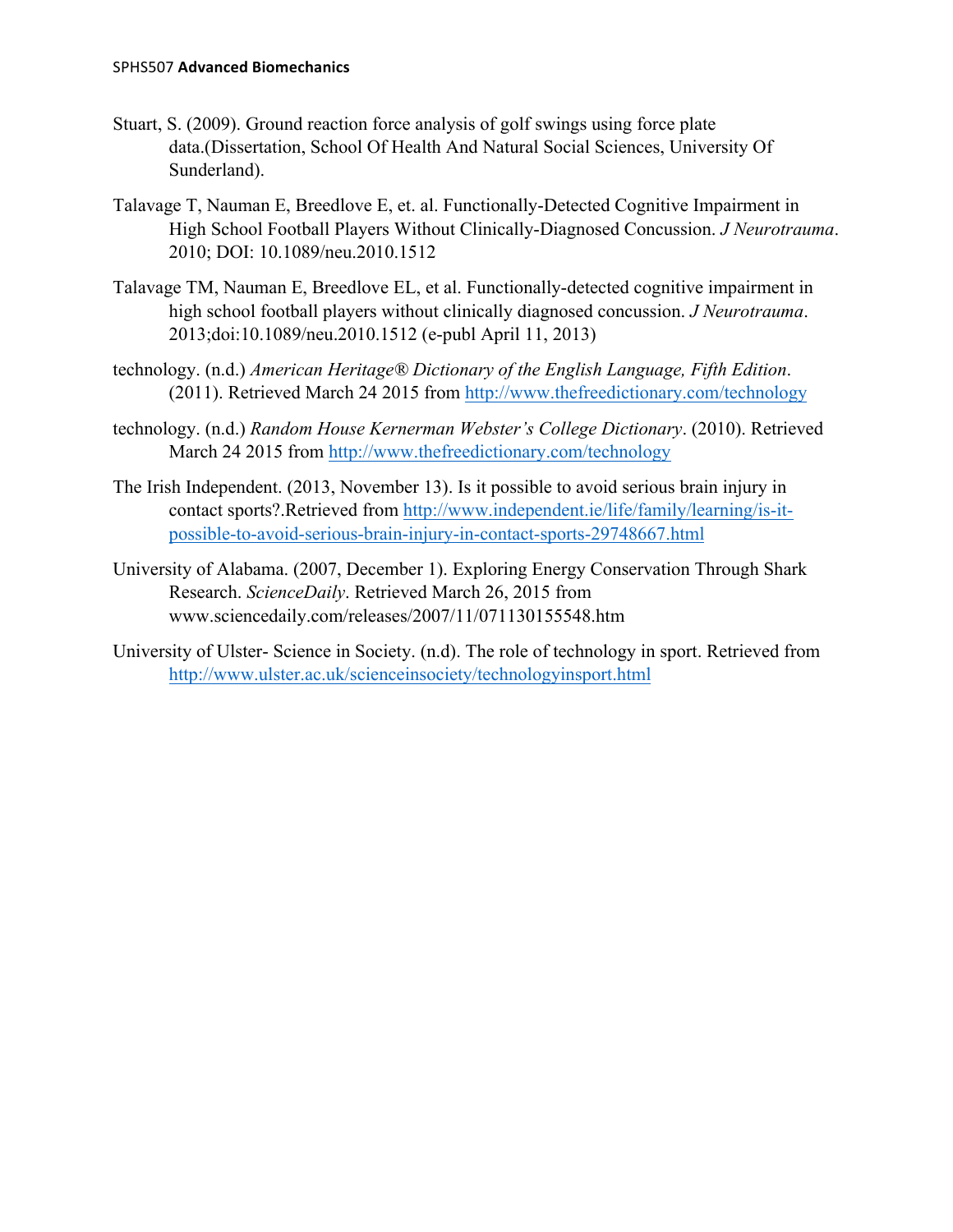Stuart, S. (2009). Ground reaction force analysis of golf swings using force plate data.(Dissertation, School Of Health And Natural Social Sciences, University Of Sunderland).

Talavage T, Nauman E, Breedlove E, et. al. Functionally-Detected Cognitive Impairment in High School Football Players Without Clinically-Diagnosed Concussion. *J Neurotrauma*. 2010; DOI: 10.1089/neu.2010.1512

Talavage TM, Nauman E, Breedlove EL, et al. Functionally-detected cognitive impairment in high school football players without clinically diagnosed concussion. *J Neurotrauma*. 2013;doi:10.1089/neu.2010.1512 (e-publ April 11, 2013)

technology. (n.d.) *American Heritage® Dictionary of the English Language, Fifth Edition*. (2011). Retrieved March 24 2015 from http://www.thefreedictionary.com/technology

technology. (n.d.) *Random House Kernerman Webster's College Dictionary*. (2010). Retrieved March 24 2015 from http://www.thefreedictionary.com/technology

The Irish Independent. (2013, November 13). Is it possible to avoid serious brain injury in contact sports?.Retrieved from http://www.independent.ie/life/family/learning/is-it-possible-to-avoid-serious-brain-injury-in-contact-sports-29748667.html

University of Alabama. (2007, December 1). Exploring Energy Conservation Through Shark Research. *ScienceDaily*. Retrieved March 26, 2015 from www.sciencedaily.com/releases/2007/11/071130155548.htm

University of Ulster- Science in Society. (n.d). The role of technology in sport. Retrieved from http://www.ulster.ac.uk/scienceinsociety/technologyinsport.html